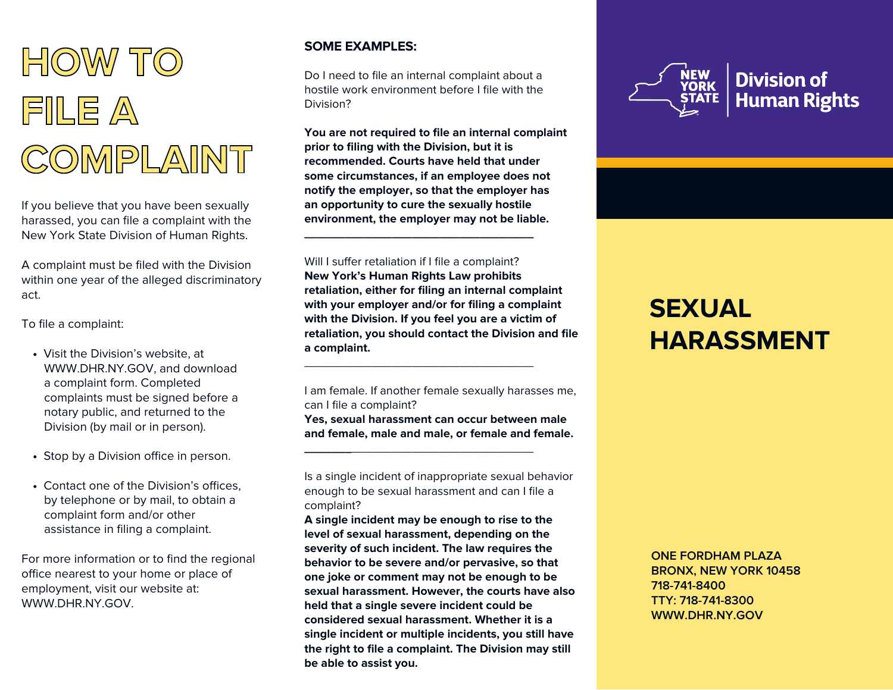# HOW TO FILE A COMPLAINT

If you believe that you have been sexually harassed, you can file a complaint with the New York State Division of Human Rights.

A complaint must be filed with the Division within one year of the alleged discriminatory act.

To file a complaint:

- Visit the Division's website, at WWW.DHR.NY.GOV, and download a complaint form. Completed complaints must be signed before a notary public, and returned to the Division (by mail or in person).
- Stop by a Division office in person.
- Contact one of the Division's offices, by telephone or by mail, to obtain a complaint form and/or other assistance in filing a complaint.

For more information or to find the regional office nearest to your home or place of employment, visit our website at: WWW.DHR.NY.GOV.

**SOME EXAMPLES:**

Do I need to file an internal complaint about a hostile work environment before I file with the Division?

**You are not required to file an internal complaint prior to filing with the Division, but it is recommended. Courts have held that under some circumstances, if an employee does not notify the employer, so that the employer has an opportunity to cure the sexually hostile environment, the employer may not be liable.**

---

Will I suffer retaliation if I file a complaint?
**New York's Human Rights Law prohibits retaliation, either for filing an internal complaint with your employer and/or for filing a complaint with the Division. If you feel you are a victim of retaliation, you should contact the Division and file a complaint.**

---

I am female. If another female sexually harasses me, can I file a complaint?
**Yes, sexual harassment can occur between male and female, male and male, or female and female.**

---

Is a single incident of inappropriate sexual behavior enough to be sexual harassment and can I file a complaint?
**A single incident may be enough to rise to the level of sexual harassment, depending on the severity of such incident. The law requires the behavior to be severe and/or pervasive, so that one joke or comment may not be enough to be sexual harassment. However, the courts have also held that a single severe incident could be considered sexual harassment. Whether it is a single incident or multiple incidents, you still have the right to file a complaint. The Division may still be able to assist you.**

NEW YORK STATE | Division of Human Rights

# SEXUAL HARASSMENT

**ONE FORDHAM PLAZA**
**BRONX, NEW YORK 10458**
**718-741-8400**
**TTY: 718-741-8300**
**WWW.DHR.NY.GOV**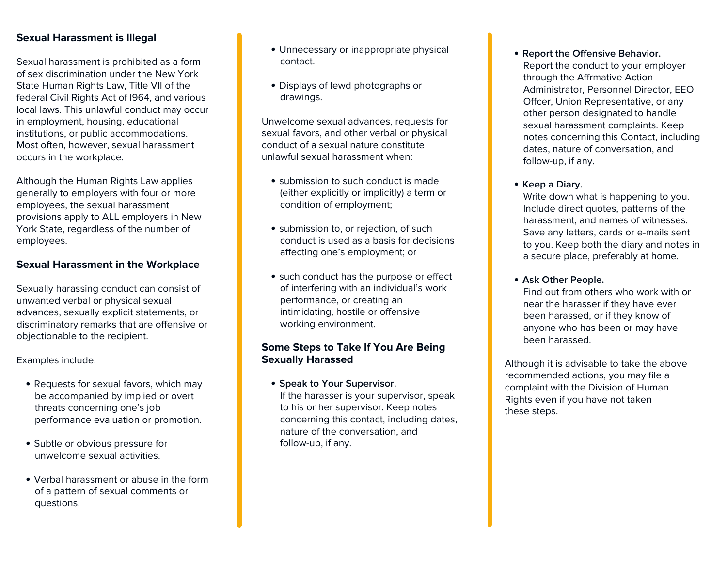## Sexual Harassment is Illegal

Sexual harassment is prohibited as a form of sex discrimination under the New York State Human Rights Law, Title VII of the federal Civil Rights Act of l964, and various local laws. This unlawful conduct may occur in employment, housing, educational institutions, or public accommodations. Most often, however, sexual harassment occurs in the workplace.

Although the Human Rights Law applies generally to employers with four or more employees, the sexual harassment provisions apply to ALL employers in New York State, regardless of the number of employees.

## Sexual Harassment in the Workplace

Sexually harassing conduct can consist of unwanted verbal or physical sexual advances, sexually explicit statements, or discriminatory remarks that are offensive or objectionable to the recipient.

Examples include:

- Requests for sexual favors, which may be accompanied by implied or overt threats concerning one's job performance evaluation or promotion.
- Subtle or obvious pressure for unwelcome sexual activities.
- Verbal harassment or abuse in the form of a pattern of sexual comments or questions.
- Unnecessary or inappropriate physical contact.
- Displays of lewd photographs or drawings.

Unwelcome sexual advances, requests for sexual favors, and other verbal or physical conduct of a sexual nature constitute unlawful sexual harassment when:

- submission to such conduct is made (either explicitly or implicitly) a term or condition of employment;
- submission to, or rejection, of such conduct is used as a basis for decisions affecting one's employment; or
- such conduct has the purpose or effect of interfering with an individual's work performance, or creating an intimidating, hostile or offensive working environment.

## Some Steps to Take If You Are Being Sexually Harassed

- **Speak to Your Supervisor.**
  If the harasser is your supervisor, speak to his or her supervisor. Keep notes concerning this contact, including dates, nature of the conversation, and follow-up, if any.
- **Report the Offensive Behavior.**
  Report the conduct to your employer through the Affrmative Action Administrator, Personnel Director, EEO Offcer, Union Representative, or any other person designated to handle sexual harassment complaints. Keep notes concerning this Contact, including dates, nature of conversation, and follow-up, if any.
- **Keep a Diary.**
  Write down what is happening to you. Include direct quotes, patterns of the harassment, and names of witnesses. Save any letters, cards or e-mails sent to you. Keep both the diary and notes in a secure place, preferably at home.
- **Ask Other People.**
  Find out from others who work with or near the harasser if they have ever been harassed, or if they know of anyone who has been or may have been harassed.

Although it is advisable to take the above recommended actions, you may file a complaint with the Division of Human Rights even if you have not taken these steps.